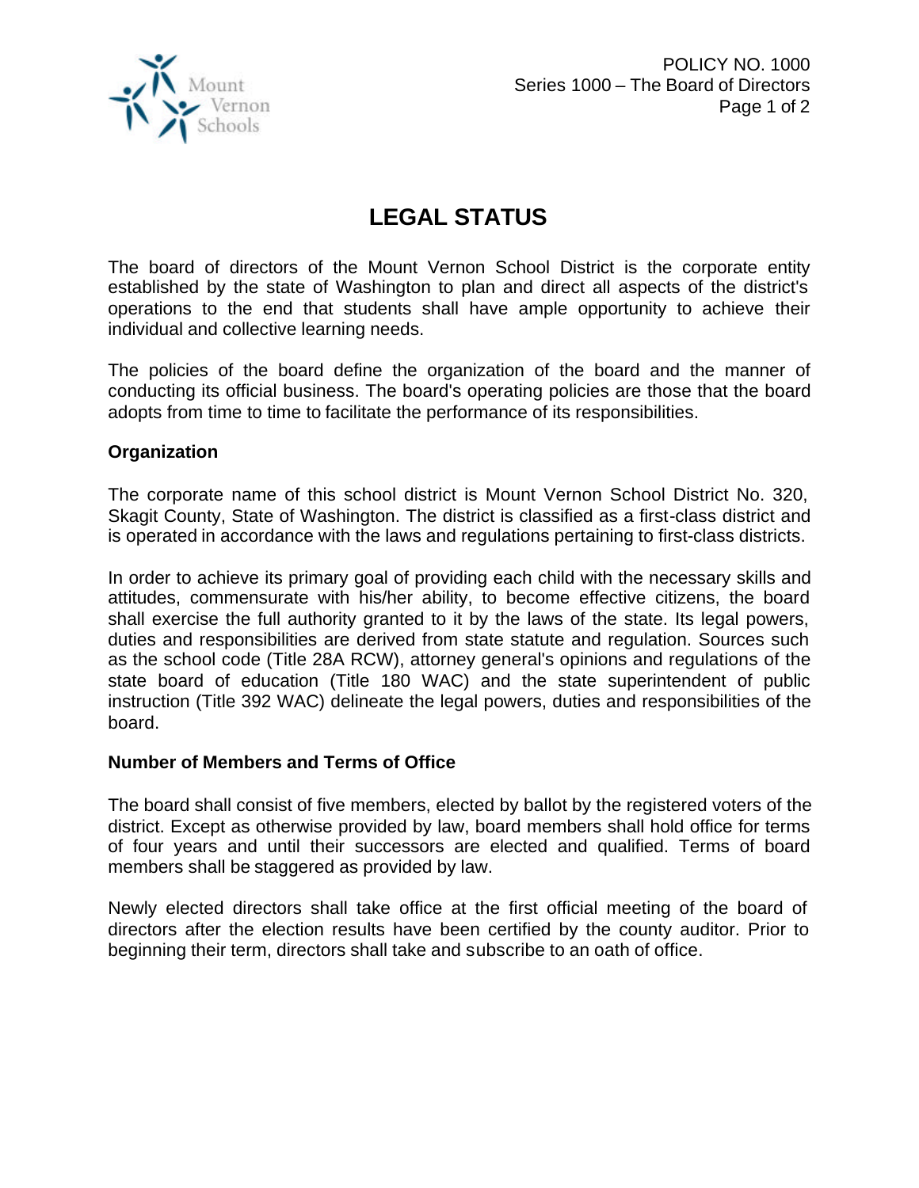# LEGAL STATUS

The board of directors of the Mount Vernon School District is the corporate entity established by the state of Washington to plan and direct all aspects of the district's operations to the end that students shall have ample opportunity to achieve their individual and collective learning needs.

The policies of the board define the organization of the board and the manner of conducting its official business. The board's operating policies are those that the board adopts from time to time to facilitate the performance of its responsibilities.

## Organization

The corporate name of this school district is Mount Vernon School District No. 320, Skagit County, State of Washington. The district is classified as a first-class district and is operated in accordance with the laws and regulations pertaining to first-class districts.

In order to achieve its primary goal of providing each child with the necessary skills and attitudes, commensurate with his/her ability, to become effective citizens, the board shall exercise the full authority granted to it by the laws of the state. Its legal powers, duties and responsibilities are derived from state statute and regulation. Sources such as the school code (Title 28A RCW), attorney general's opinions and regulations of the state board of education (Title 180 WAC) and the state superintendent of public instruction (Title 392 WAC) delineate the legal powers, duties and responsibilities of the board.

## Number of Members and Terms of Office

The board shall consist of five members, elected by ballot by the registered voters of the district. Except as otherwise provided by law, board members shall hold office for terms of four years and until their successors are elected and qualified. Terms of board members shall be staggered as provided by law.

Newly elected directors shall take office at the first official meeting of the board of directors after the election results have been certified by the county auditor. Prior to beginning their term, directors shall take and subscribe to an oath of office.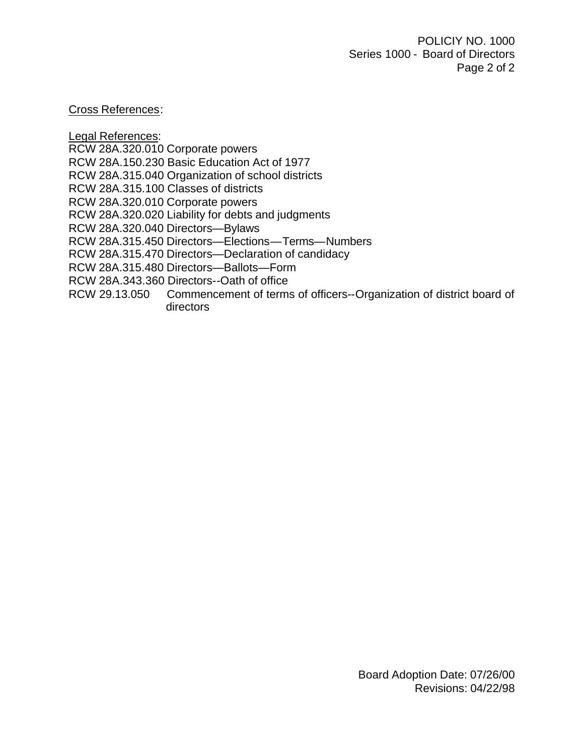Cross References:

Legal References:

RCW 28A.320.010 Corporate powers
RCW 28A.150.230 Basic Education Act of 1977
RCW 28A.315.040 Organization of school districts
RCW 28A.315.100 Classes of districts
RCW 28A.320.010 Corporate powers
RCW 28A.320.020 Liability for debts and judgments
RCW 28A.320.040 Directors—Bylaws
RCW 28A.315.450 Directors—Elections—Terms—Numbers
RCW 28A.315.470 Directors—Declaration of candidacy
RCW 28A.315.480 Directors—Ballots—Form
RCW 28A.343.360 Directors--Oath of office
RCW 29.13.050 Commencement of terms of officers--Organization of district board of directors

Board Adoption Date: 07/26/00
Revisions: 04/22/98